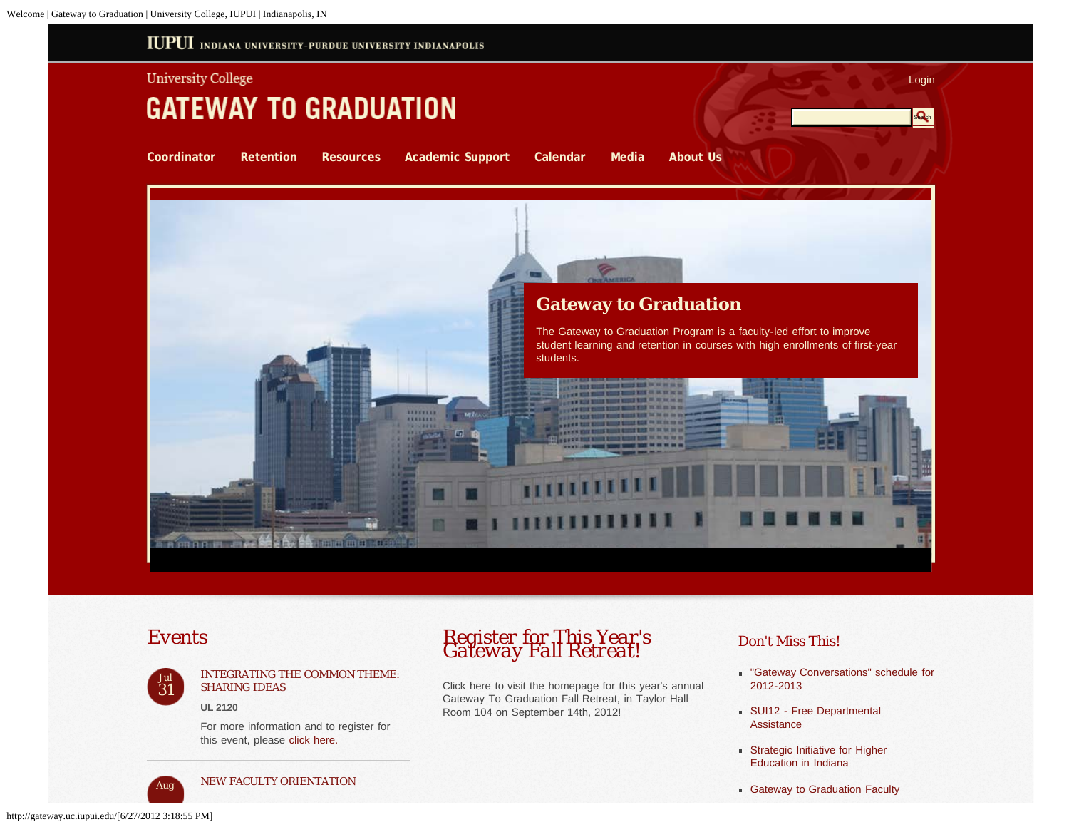IUPUI INDIANA UNIVERSITY-PURDUE UNIVERSITY INDIANAPOLIS

University College

# GATEWAY TO GRADUATION

Login

Search

Coordinator | Retention | Resources | Academic Support | Calendar | Media | About Us

## Gateway to Graduation

The Gateway to Graduation Program is a faculty-led effort to improve student learning and retention in courses with high enrollments of first-year students.

## Events

Jul 31

### INTEGRATING THE COMMON THEME: SHARING IDEAS

**UL 2120**

For more information and to register for this event, please click here.

Aug

### NEW FACULTY ORIENTATION

## Register for This Year's Gateway Fall Retreat!

Click here to visit the homepage for this year's annual Gateway To Graduation Fall Retreat, in Taylor Hall Room 104 on September 14th, 2012!

## Don't Miss This!

- "Gateway Conversations" schedule for 2012-2013
- SUI12 - Free Departmental Assistance
- Strategic Initiative for Higher Education in Indiana
- Gateway to Graduation Faculty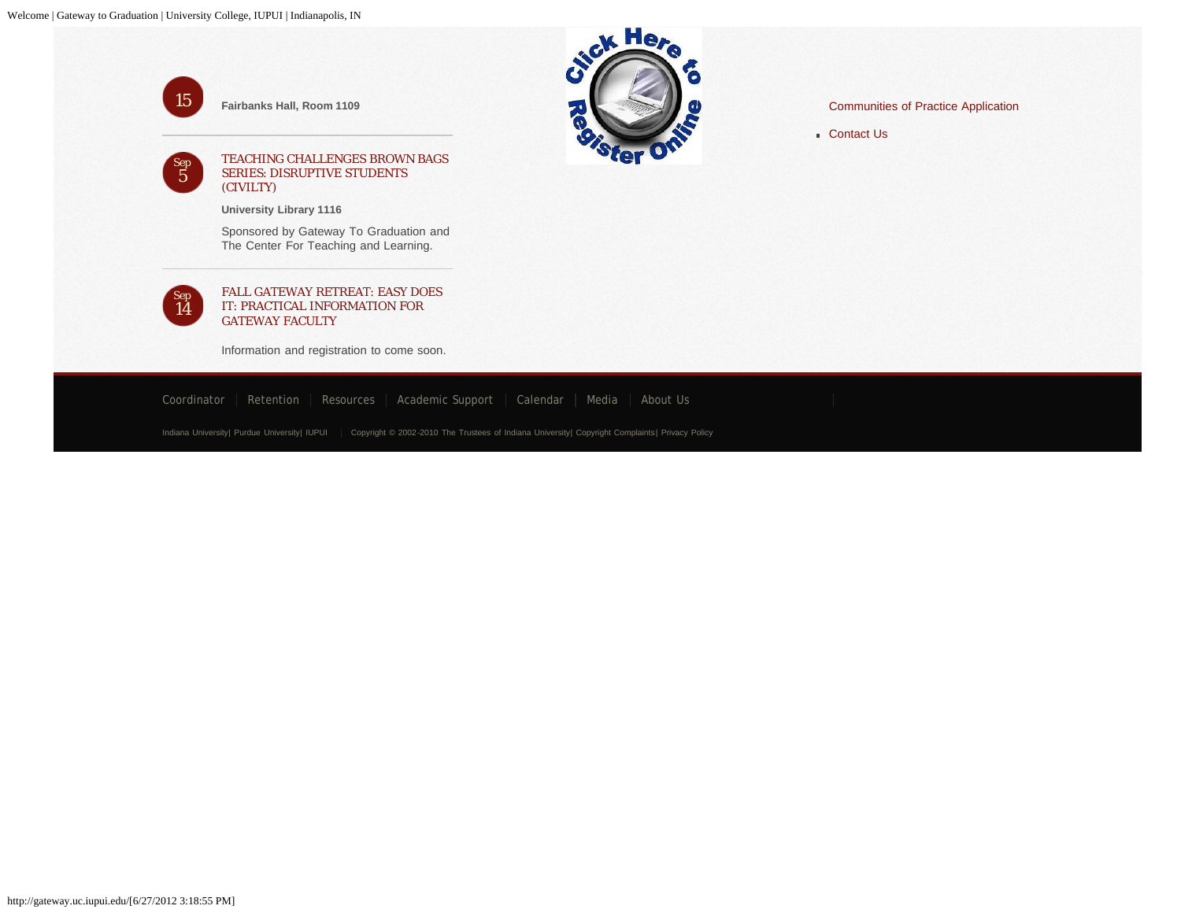15

**Fairbanks Hall, Room 1109**

---

Sep 5

### TEACHING CHALLENGES BROWN BAGS SERIES: DISRUPTIVE STUDENTS (CIVILTY)

**University Library 1116**

Sponsored by Gateway To Graduation and The Center For Teaching and Learning.

---

Sep 14

### FALL GATEWAY RETREAT: EASY DOES IT: PRACTICAL INFORMATION FOR GATEWAY FACULTY

Information and registration to come soon.

Communities of Practice Application

- Contact Us

Coordinator | Retention | Resources | Academic Support | Calendar | Media | About Us

Indiana University| Purdue University| IUPUI | Copyright © 2002-2010 The Trustees of Indiana University| Copyright Complaints| Privacy Policy